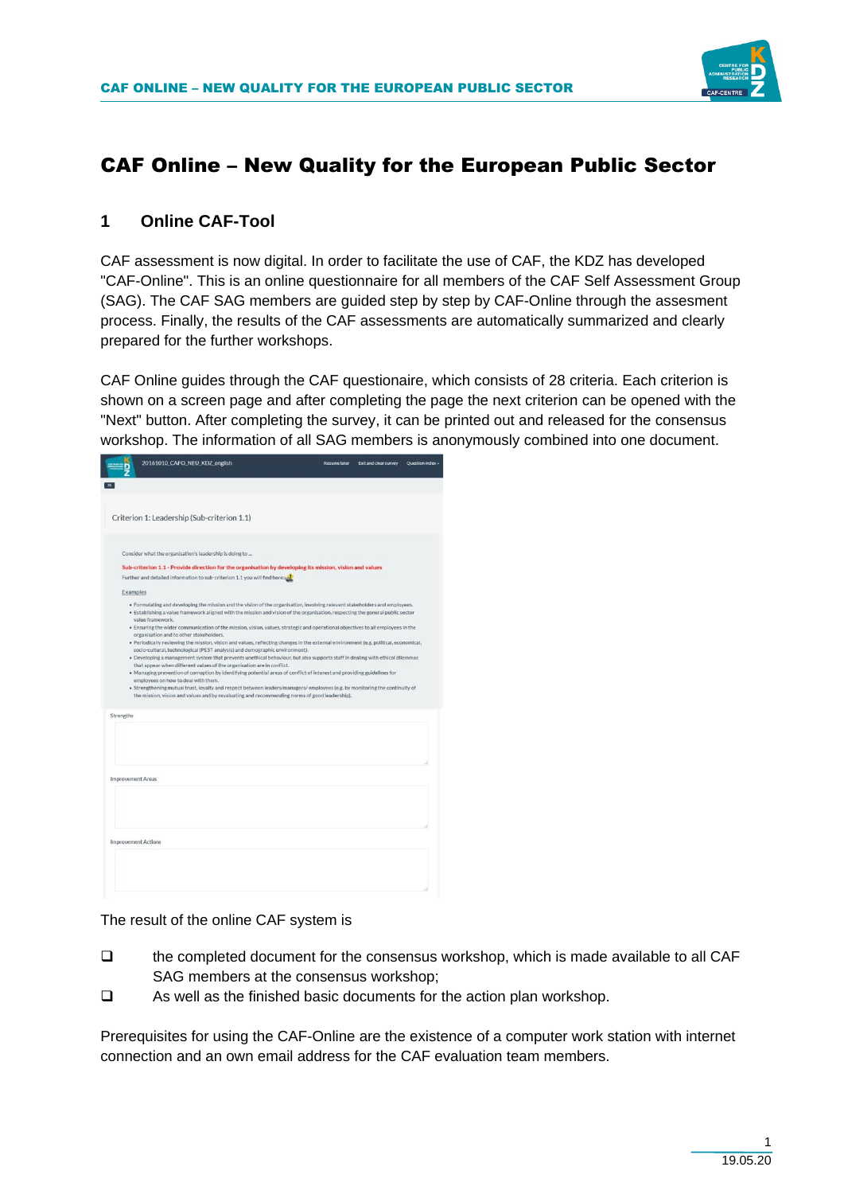# CAF Online – New Quality for the European Public Sector

## 1 Online CAF-Tool

CAF assessment is now digital. In order to facilitate the use of CAF, the KDZ has developed "CAF-Online". This is an online questionnaire for all members of the CAF Self Assessment Group (SAG). The CAF SAG members are guided step by step by CAF-Online through the assesment process. Finally, the results of the CAF assessments are automatically summarized and clearly prepared for the further workshops.

CAF Online guides through the CAF questionaire, which consists of 28 criteria. Each criterion is shown on a screen page and after completing the page the next criterion can be opened with the "Next" button. After completing the survey, it can be printed out and released for the consensus workshop. The information of all SAG members is anonymously combined into one document.

The result of the online CAF system is

- the completed document for the consensus workshop, which is made available to all CAF SAG members at the consensus workshop;
- As well as the finished basic documents for the action plan workshop.

Prerequisites for using the CAF-Online are the existence of a computer work station with internet connection and an own email address for the CAF evaluation team members.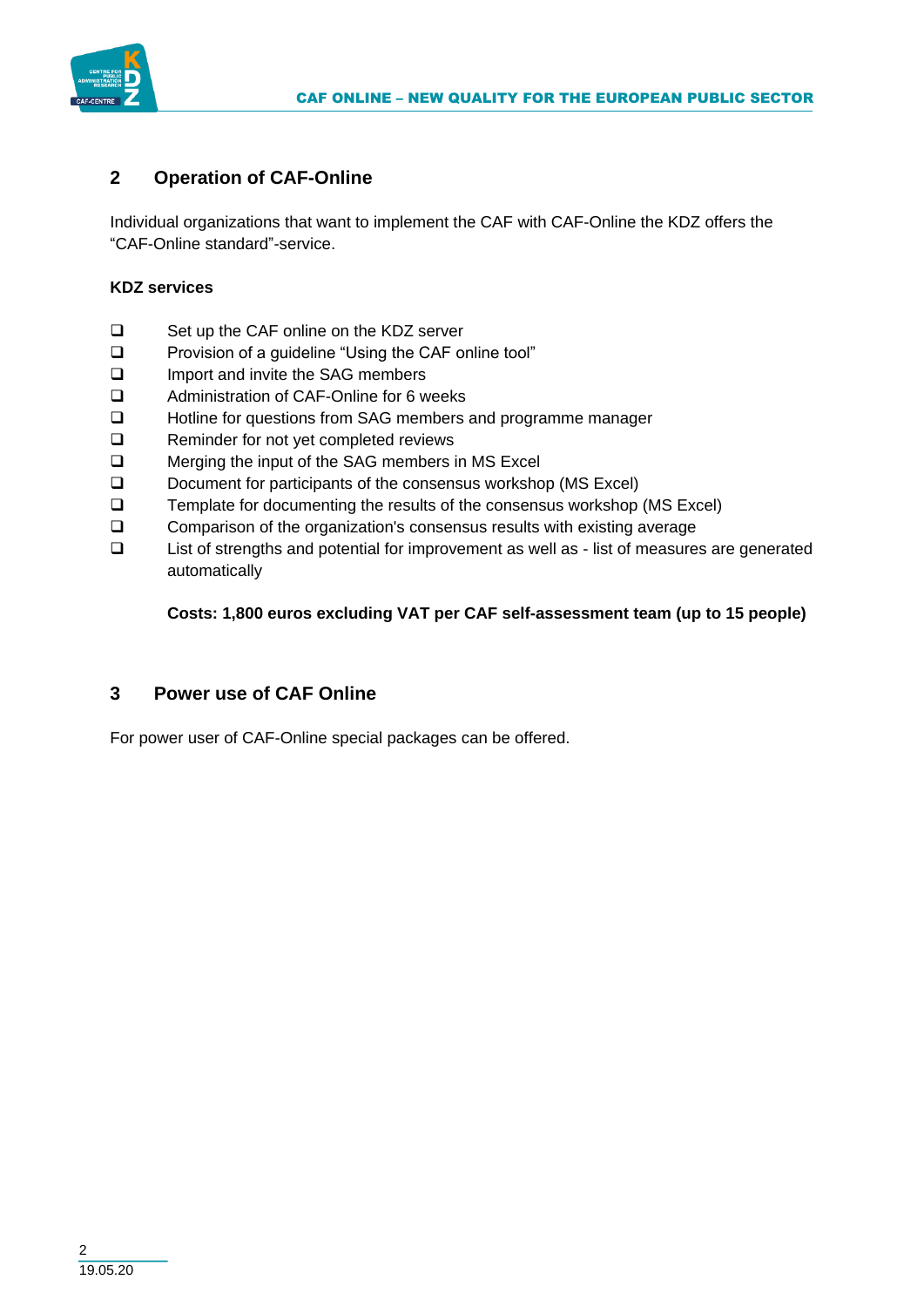## 2 Operation of CAF-Online

Individual organizations that want to implement the CAF with CAF-Online the KDZ offers the "CAF-Online standard"-service.

**KDZ services**

- Set up the CAF online on the KDZ server
- Provision of a guideline "Using the CAF online tool"
- Import and invite the SAG members
- Administration of CAF-Online for 6 weeks
- Hotline for questions from SAG members and programme manager
- Reminder for not yet completed reviews
- Merging the input of the SAG members in MS Excel
- Document for participants of the consensus workshop (MS Excel)
- Template for documenting the results of the consensus workshop (MS Excel)
- Comparison of the organization's consensus results with existing average
- List of strengths and potential for improvement as well as - list of measures are generated automatically

**Costs: 1,800 euros excluding VAT per CAF self-assessment team (up to 15 people)**

## 3 Power use of CAF Online

For power user of CAF-Online special packages can be offered.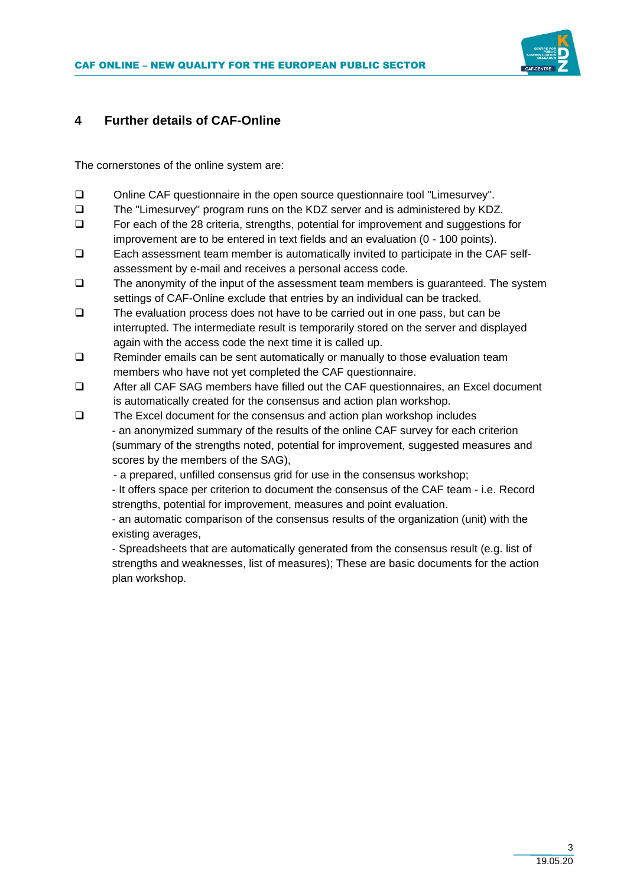## 4 Further details of CAF-Online

The cornerstones of the online system are:

- Online CAF questionnaire in the open source questionnaire tool "Limesurvey".
- The "Limesurvey" program runs on the KDZ server and is administered by KDZ.
- For each of the 28 criteria, strengths, potential for improvement and suggestions for improvement are to be entered in text fields and an evaluation (0 - 100 points).
- Each assessment team member is automatically invited to participate in the CAF self-assessment by e-mail and receives a personal access code.
- The anonymity of the input of the assessment team members is guaranteed. The system settings of CAF-Online exclude that entries by an individual can be tracked.
- The evaluation process does not have to be carried out in one pass, but can be interrupted. The intermediate result is temporarily stored on the server and displayed again with the access code the next time it is called up.
- Reminder emails can be sent automatically or manually to those evaluation team members who have not yet completed the CAF questionnaire.
- After all CAF SAG members have filled out the CAF questionnaires, an Excel document is automatically created for the consensus and action plan workshop.
- The Excel document for the consensus and action plan workshop includes
  - an anonymized summary of the results of the online CAF survey for each criterion (summary of the strengths noted, potential for improvement, suggested measures and scores by the members of the SAG),
  - a prepared, unfilled consensus grid for use in the consensus workshop;
  - It offers space per criterion to document the consensus of the CAF team - i.e. Record strengths, potential for improvement, measures and point evaluation.
  - an automatic comparison of the consensus results of the organization (unit) with the existing averages,
  - Spreadsheets that are automatically generated from the consensus result (e.g. list of strengths and weaknesses, list of measures); These are basic documents for the action plan workshop.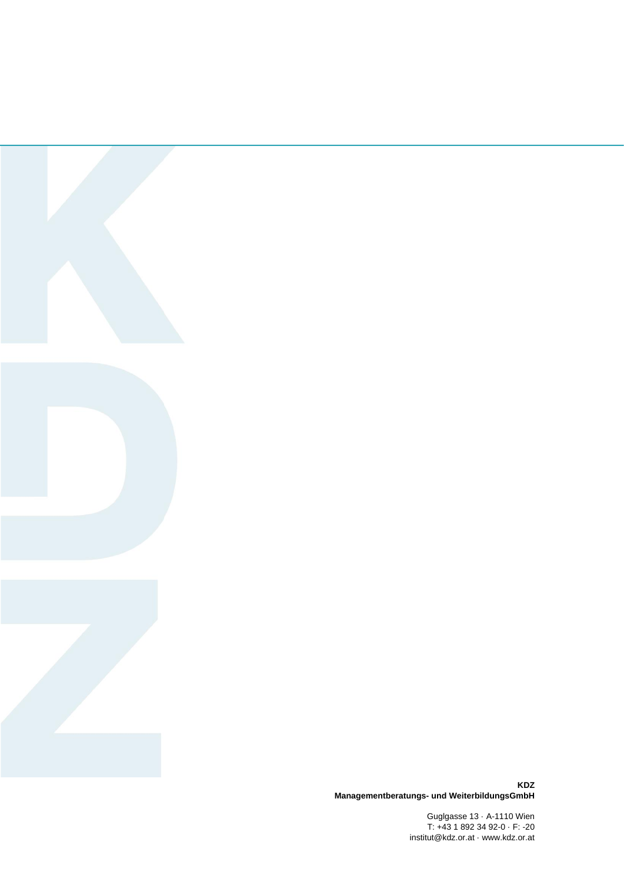**KDZ**
**Managementberatungs- und WeiterbildungsGmbH**

Guglgasse 13 · A-1110 Wien
T: +43 1 892 34 92-0 · F: -20
institut@kdz.or.at · www.kdz.or.at